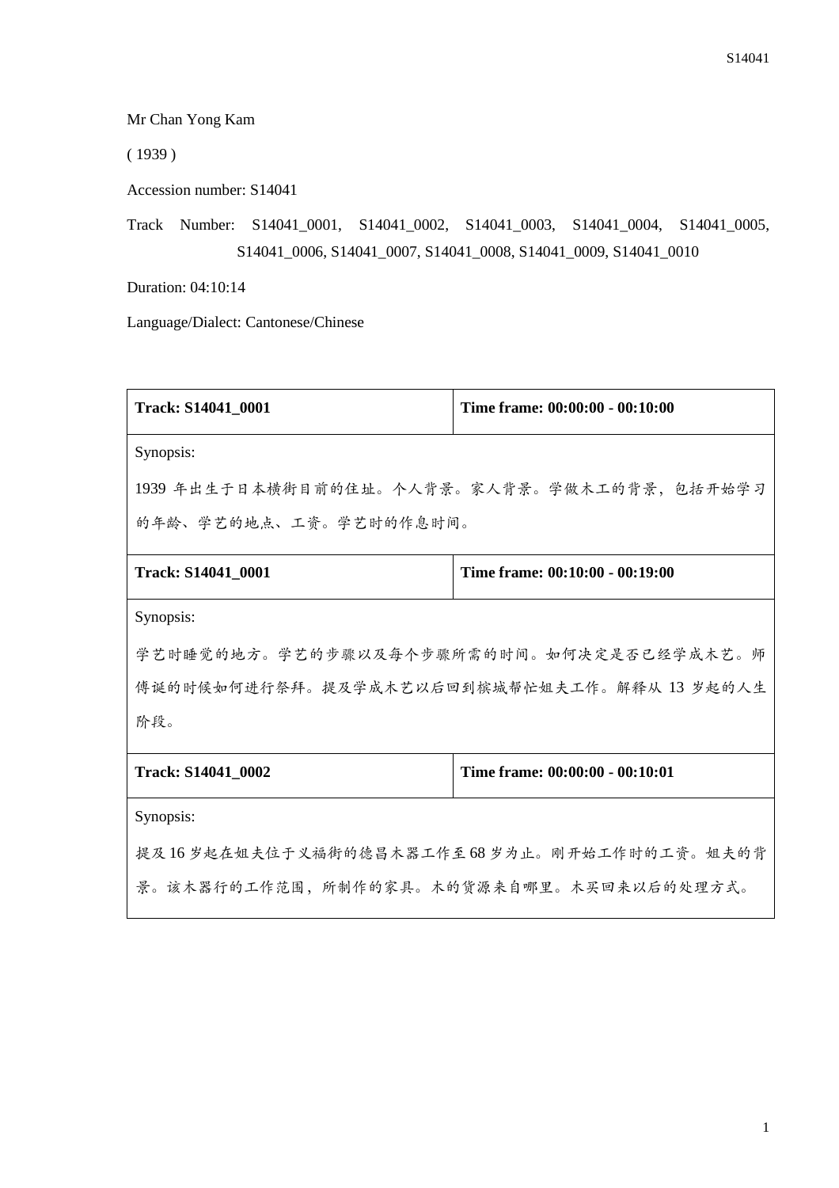Mr Chan Yong Kam

( 1939 )

Accession number: S14041

Track Number: S14041_0001, S14041_0002, S14041_0003, S14041_0004, S14041_0005, S14041_0006, S14041_0007, S14041_0008, S14041_0009, S14041_0010

Duration: 04:10:14

Language/Dialect: Cantonese/Chinese

| **Track: S14041_0001** | **Time frame: 00:00:00 - 00:10:00** |
|---|---|
| Synopsis:<br>1939 年出生于日本横街目前的住址。个人背景。家人背景。学做木工的背景，包括开始学习的年龄、学艺的地点、工资。学艺时的作息时间。 | |
| **Track: S14041_0001** | **Time frame: 00:10:00 - 00:19:00** |
| Synopsis:<br>学艺时睡觉的地方。学艺的步骤以及每个步骤所需的时间。如何决定是否已经学成木艺。师傅诞的时候如何进行祭拜。提及学成木艺以后回到槟城帮忙姐夫工作。解释从 13 岁起的人生阶段。 | |
| **Track: S14041_0002** | **Time frame: 00:00:00 - 00:10:01** |
| Synopsis:<br>提及 16 岁起在姐夫位于义福街的德昌木器工作至 68 岁为止。刚开始工作时的工资。姐夫的背景。该木器行的工作范围，所制作的家具。木的货源来自哪里。木买回来以后的处理方式。 | |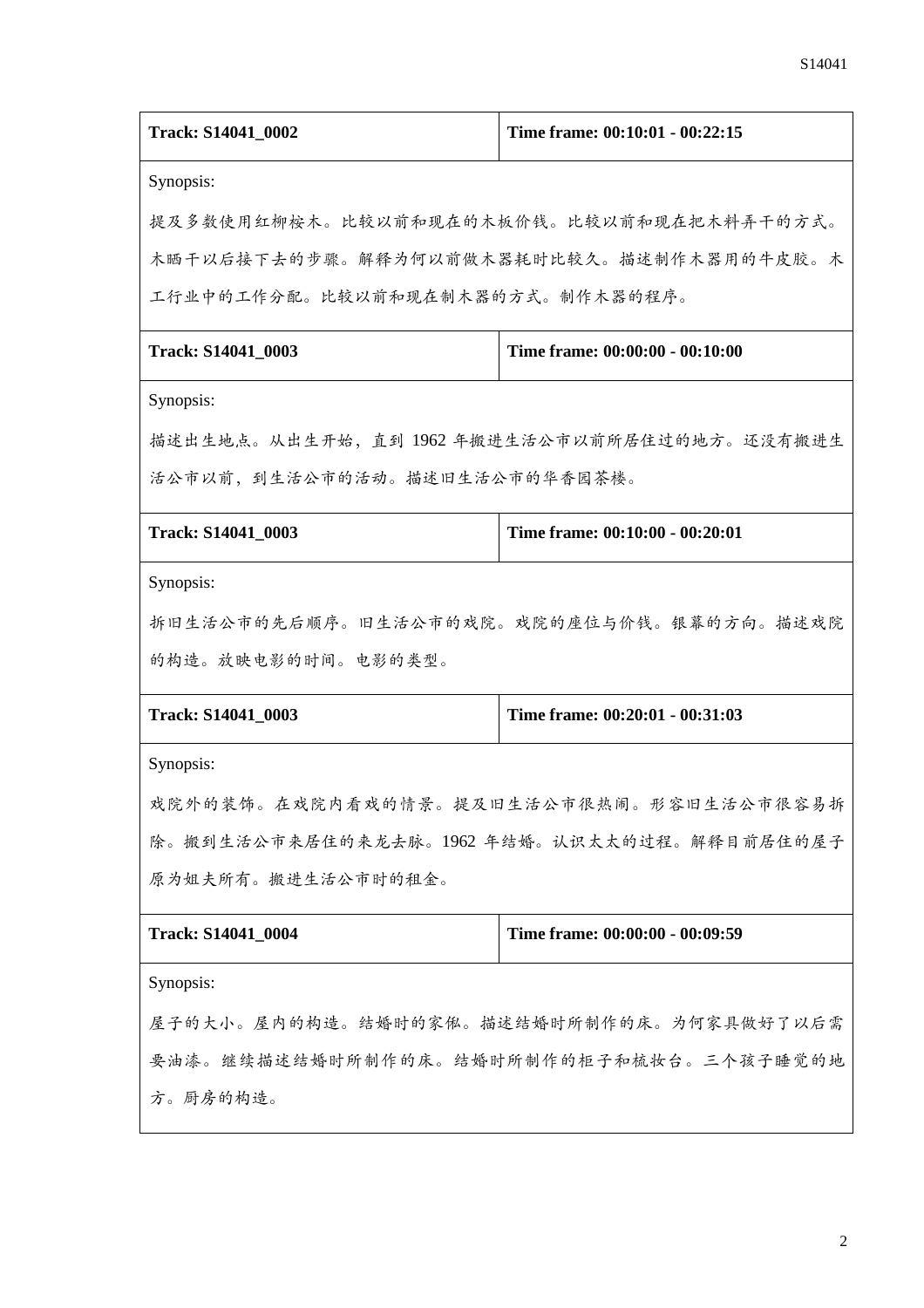| **Track: S14041_0002** | **Time frame: 00:10:01 - 00:22:15** |
|---|---|
| Synopsis:<br>提及多数使用红柳桉木。比较以前和现在的木板价钱。比较以前和现在把木料弄干的方式。木晒干以后接下去的步骤。解释为何以前做木器耗时比较久。描述制作木器用的牛皮胶。木工行业中的工作分配。比较以前和现在制木器的方式。制作木器的程序。 | |
| **Track: S14041_0003** | **Time frame: 00:00:00 - 00:10:00** |
| Synopsis:<br>描述出生地点。从出生开始，直到 1962 年搬进生活公市以前所居住过的地方。还没有搬进生活公市以前，到生活公市的活动。描述旧生活公市的华香园茶楼。 | |
| **Track: S14041_0003** | **Time frame: 00:10:00 - 00:20:01** |
| Synopsis:<br>拆旧生活公市的先后顺序。旧生活公市的戏院。戏院的座位与价钱。银幕的方向。描述戏院的构造。放映电影的时间。电影的类型。 | |
| **Track: S14041_0003** | **Time frame: 00:20:01 - 00:31:03** |
| Synopsis:<br>戏院外的装饰。在戏院内看戏的情景。提及旧生活公市很热闹。形容旧生活公市很容易拆除。搬到生活公市来居住的来龙去脉。1962 年结婚。认识太太的过程。解释目前居住的屋子原为姐夫所有。搬进生活公市时的租金。 | |
| **Track: S14041_0004** | **Time frame: 00:00:00 - 00:09:59** |
| Synopsis:<br>屋子的大小。屋内的构造。结婚时的家俬。描述结婚时所制作的床。为何家具做好了以后需要油漆。继续描述结婚时所制作的床。结婚时所制作的柜子和梳妆台。三个孩子睡觉的地方。厨房的构造。 | |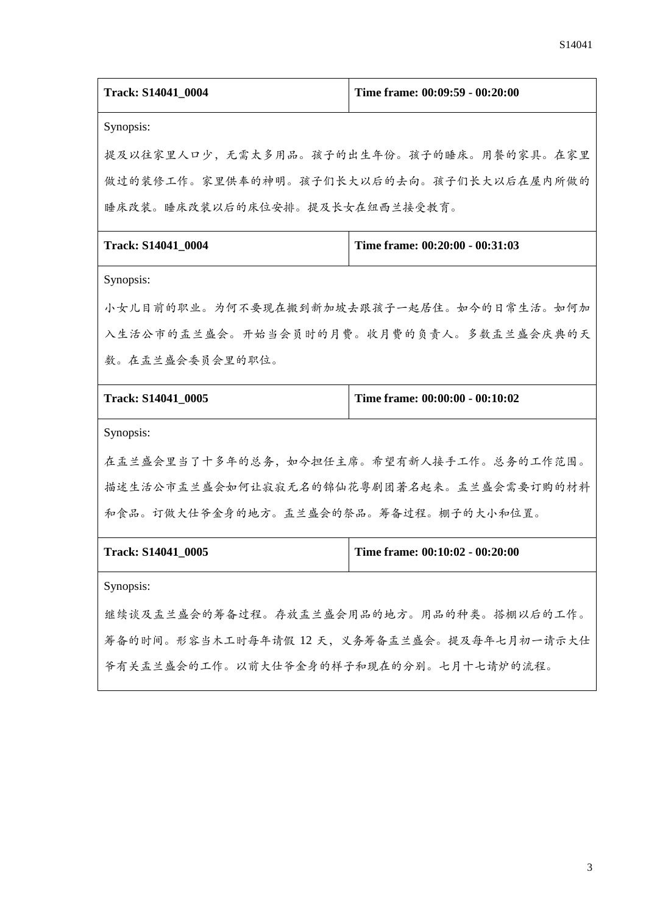| Track: S14041_0004 | Time frame: 00:09:59 - 00:20:00 |
|---|---|
| Synopsis:<br>提及以往家里人口少，无需太多用品。孩子的出生年份。孩子的睡床。用餐的家具。在家里做过的装修工作。家里供奉的神明。孩子们长大以后的去向。孩子们长大以后在屋内所做的睡床改装。睡床改装以后的床位安排。提及长女在纽西兰接受教育。 | |
| **Track: S14041_0004** | **Time frame: 00:20:00 - 00:31:03** |
| Synopsis:<br>小女儿目前的职业。为何不要现在搬到新加坡去跟孩子一起居住。如今的日常生活。如何加入生活公市的盂兰盛会。开始当会员时的月费。收月费的负责人。多数盂兰盛会庆典的天数。在盂兰盛会委员会里的职位。 | |
| **Track: S14041_0005** | **Time frame: 00:00:00 - 00:10:02** |
| Synopsis:<br>在盂兰盛会里当了十多年的总务，如今担任主席。希望有新人接手工作。总务的工作范围。描述生活公市盂兰盛会如何让寂寂无名的锦仙花粤剧团著名起来。盂兰盛会需要订购的材料和食品。订做大仕爷金身的地方。盂兰盛会的祭品。筹备过程。棚子的大小和位置。 | |
| **Track: S14041_0005** | **Time frame: 00:10:02 - 00:20:00** |
| Synopsis:<br>继续谈及盂兰盛会的筹备过程。存放盂兰盛会用品的地方。用品的种类。搭棚以后的工作。筹备的时间。形容当木工时每年请假 12 天，义务筹备盂兰盛会。提及每年七月初一请示大仕爷有关盂兰盛会的工作。以前大仕爷金身的样子和现在的分别。七月十七请炉的流程。 | |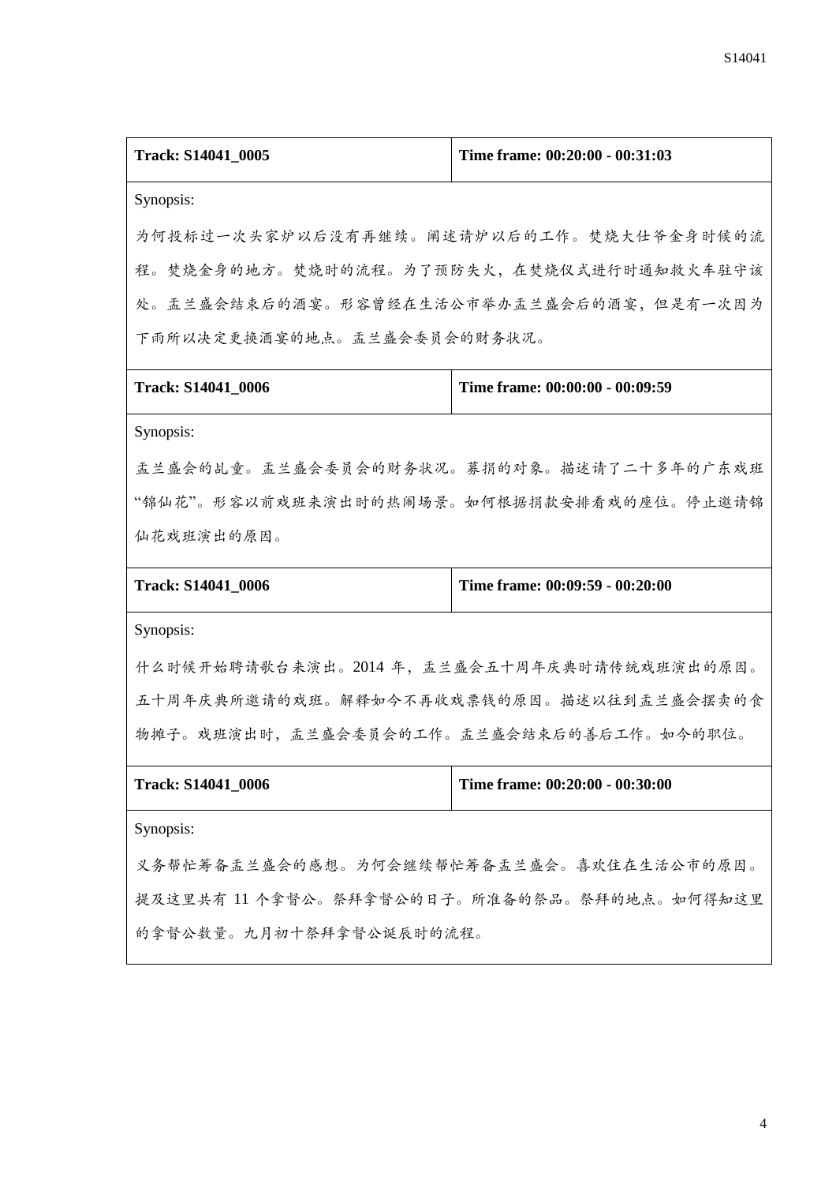| **Track: S14041_0005** | **Time frame: 00:20:00 - 00:31:03** |
| --- | --- |
| Synopsis:<br>为何投标过一次头家炉以后没有再继续。阐述请炉以后的工作。焚烧大仕爷金身时候的流程。焚烧金身的地方。焚烧时的流程。为了预防失火，在焚烧仪式进行时通知救火车驻守该处。盂兰盛会结束后的酒宴。形容曾经在生活公市举办盂兰盛会后的酒宴，但是有一次因为下雨所以决定更换酒宴的地点。盂兰盛会委员会的财务状况。 | |

| **Track: S14041_0006** | **Time frame: 00:00:00 - 00:09:59** |
| --- | --- |
| Synopsis:<br>盂兰盛会的乩童。盂兰盛会委员会的财务状况。募捐的对象。描述请了二十多年的广东戏班"锦仙花"。形容以前戏班来演出时的热闹场景。如何根据捐款安排看戏的座位。停止邀请锦仙花戏班演出的原因。 | |

| **Track: S14041_0006** | **Time frame: 00:09:59 - 00:20:00** |
| --- | --- |
| Synopsis:<br>什么时候开始聘请歌台来演出。2014 年，盂兰盛会五十周年庆典时请传统戏班演出的原因。五十周年庆典所邀请的戏班。解释如今不再收戏票钱的原因。描述以往到盂兰盛会摆卖的食物摊子。戏班演出时，盂兰盛会委员会的工作。盂兰盛会结束后的善后工作。如今的职位。 | |

| **Track: S14041_0006** | **Time frame: 00:20:00 - 00:30:00** |
| --- | --- |
| Synopsis:<br>义务帮忙筹备盂兰盛会的感想。为何会继续帮忙筹备盂兰盛会。喜欢住在生活公市的原因。提及这里共有 11 个拿督公。祭拜拿督公的日子。所准备的祭品。祭拜的地点。如何得知这里的拿督公数量。九月初十祭拜拿督公诞辰时的流程。 | |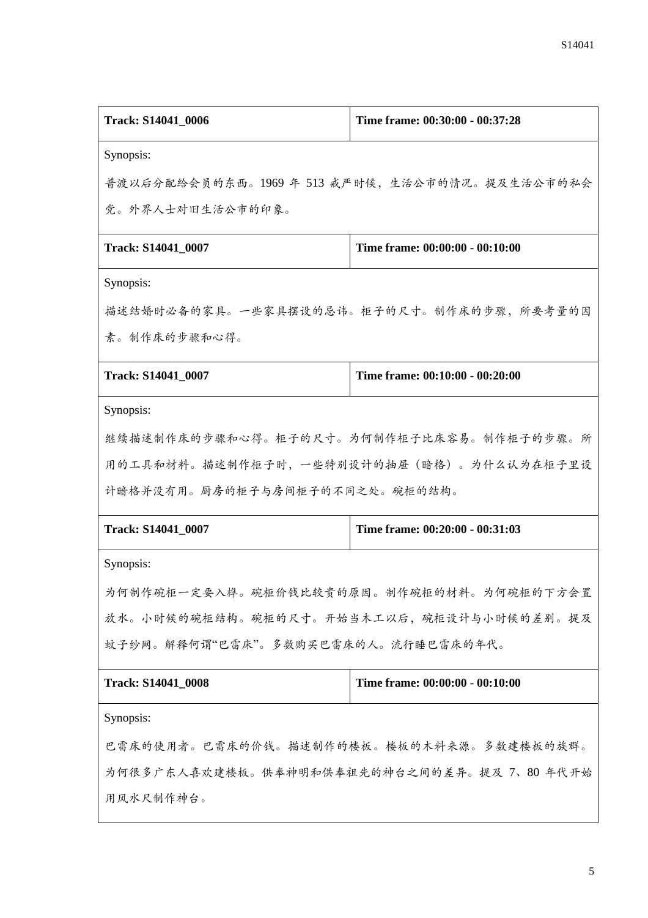| Track: S14041_0006 | Time frame: 00:30:00 - 00:37:28 |
|---|---|
| Synopsis:<br>普渡以后分配给会员的东西。1969 年 513 戒严时候，生活公市的情况。提及生活公市的私会党。外界人士对旧生活公市的印象。 | |
| **Track: S14041_0007** | **Time frame: 00:00:00 - 00:10:00** |
| Synopsis:<br>描述结婚时必备的家具。一些家具摆设的忌讳。柜子的尺寸。制作床的步骤，所要考量的因素。制作床的步骤和心得。 | |
| **Track: S14041_0007** | **Time frame: 00:10:00 - 00:20:00** |
| Synopsis:<br>继续描述制作床的步骤和心得。柜子的尺寸。为何制作柜子比床容易。制作柜子的步骤。所用的工具和材料。描述制作柜子时，一些特别设计的抽屉（暗格）。为什么认为在柜子里设计暗格并没有用。厨房的柜子与房间柜子的不同之处。碗柜的结构。 | |
| **Track: S14041_0007** | **Time frame: 00:20:00 - 00:31:03** |
| Synopsis:<br>为何制作碗柜一定要入榫。碗柜价钱比较贵的原因。制作碗柜的材料。为何碗柜的下方会置放水。小时候的碗柜结构。碗柜的尺寸。开始当木工以后，碗柜设计与小时候的差别。提及蚊子纱网。解释何谓“巴雷床”。多数购买巴雷床的人。流行睡巴雷床的年代。 | |
| **Track: S14041_0008** | **Time frame: 00:00:00 - 00:10:00** |
| Synopsis:<br>巴雷床的使用者。巴雷床的价钱。描述制作的楼板。楼板的木料来源。多数建楼板的族群。为何很多广东人喜欢建楼板。供奉神明和供奉祖先的神台之间的差异。提及 7、80 年代开始用风水尺制作神台。 | |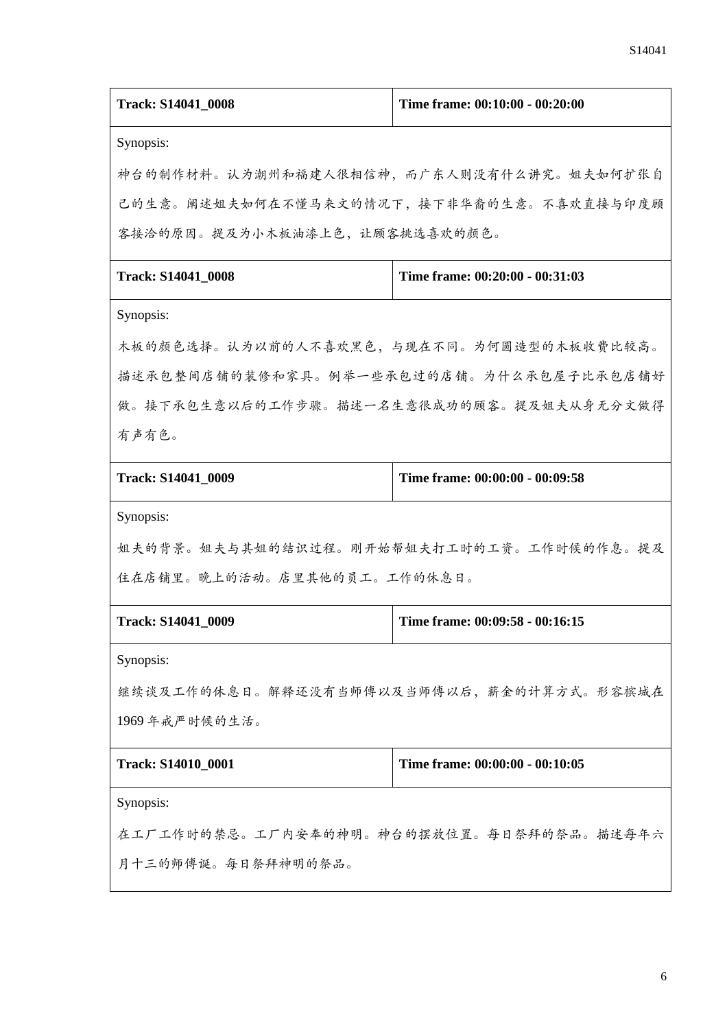| Track: S14041_0008 | Time frame: 00:10:00 - 00:20:00 |
|---|---|
| Synopsis:<br>神台的制作材料。认为潮州和福建人很相信神，而广东人则没有什么讲究。姐夫如何扩张自己的生意。阐述姐夫如何在不懂马来文的情况下，接下非华裔的生意。不喜欢直接与印度顾客接洽的原因。提及为小木板油漆上色，让顾客挑选喜欢的颜色。 | |
| **Track: S14041_0008** | **Time frame: 00:20:00 - 00:31:03** |
| Synopsis:<br>木板的颜色选择。认为以前的人不喜欢黑色，与现在不同。为何圆造型的木板收费比较高。描述承包整间店铺的装修和家具。例举一些承包过的店铺。为什么承包屋子比承包店铺好做。接下承包生意以后的工作步骤。描述一名生意很成功的顾客。提及姐夫从身无分文做得有声有色。 | |
| **Track: S14041_0009** | **Time frame: 00:00:00 - 00:09:58** |
| Synopsis:<br>姐夫的背景。姐夫与其姐的结识过程。刚开始帮姐夫打工时的工资。工作时候的作息。提及住在店铺里。晚上的活动。店里其他的员工。工作的休息日。 | |
| **Track: S14041_0009** | **Time frame: 00:09:58 - 00:16:15** |
| Synopsis:<br>继续谈及工作的休息日。解释还没有当师傅以及当师傅以后，薪金的计算方式。形容槟城在1969年戒严时候的生活。 | |
| **Track: S14010_0001** | **Time frame: 00:00:00 - 00:10:05** |
| Synopsis:<br>在工厂工作时的禁忌。工厂内安奉的神明。神台的摆放位置。每日祭拜的祭品。描述每年六月十三的师傅诞。每日祭拜神明的祭品。 | |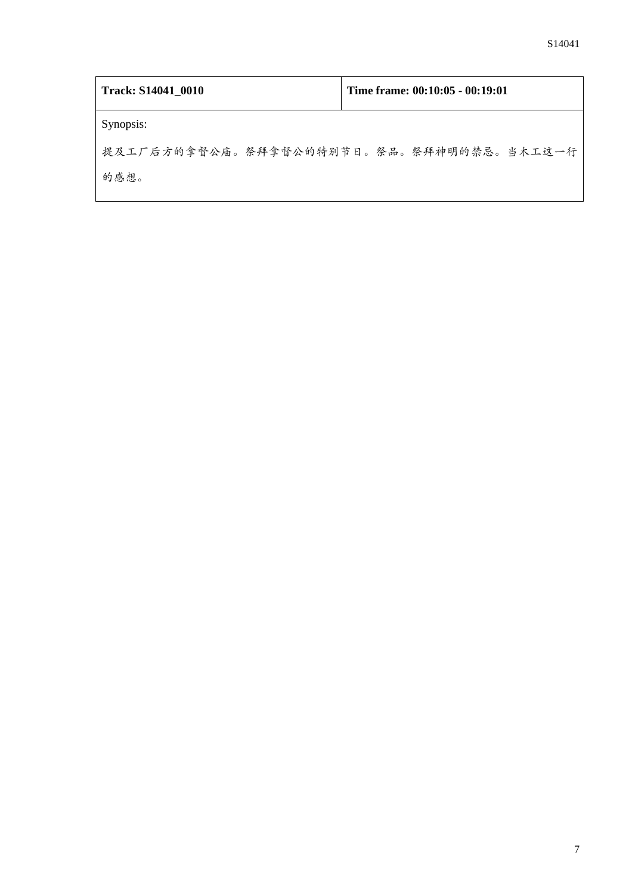| **Track: S14041_0010** | **Time frame: 00:10:05 - 00:19:01** |
|---|---|
| Synopsis:<br>提及工厂后方的拿督公庙。祭拜拿督公的特别节日。祭品。祭拜神明的禁忌。当木工这一行的感想。 | |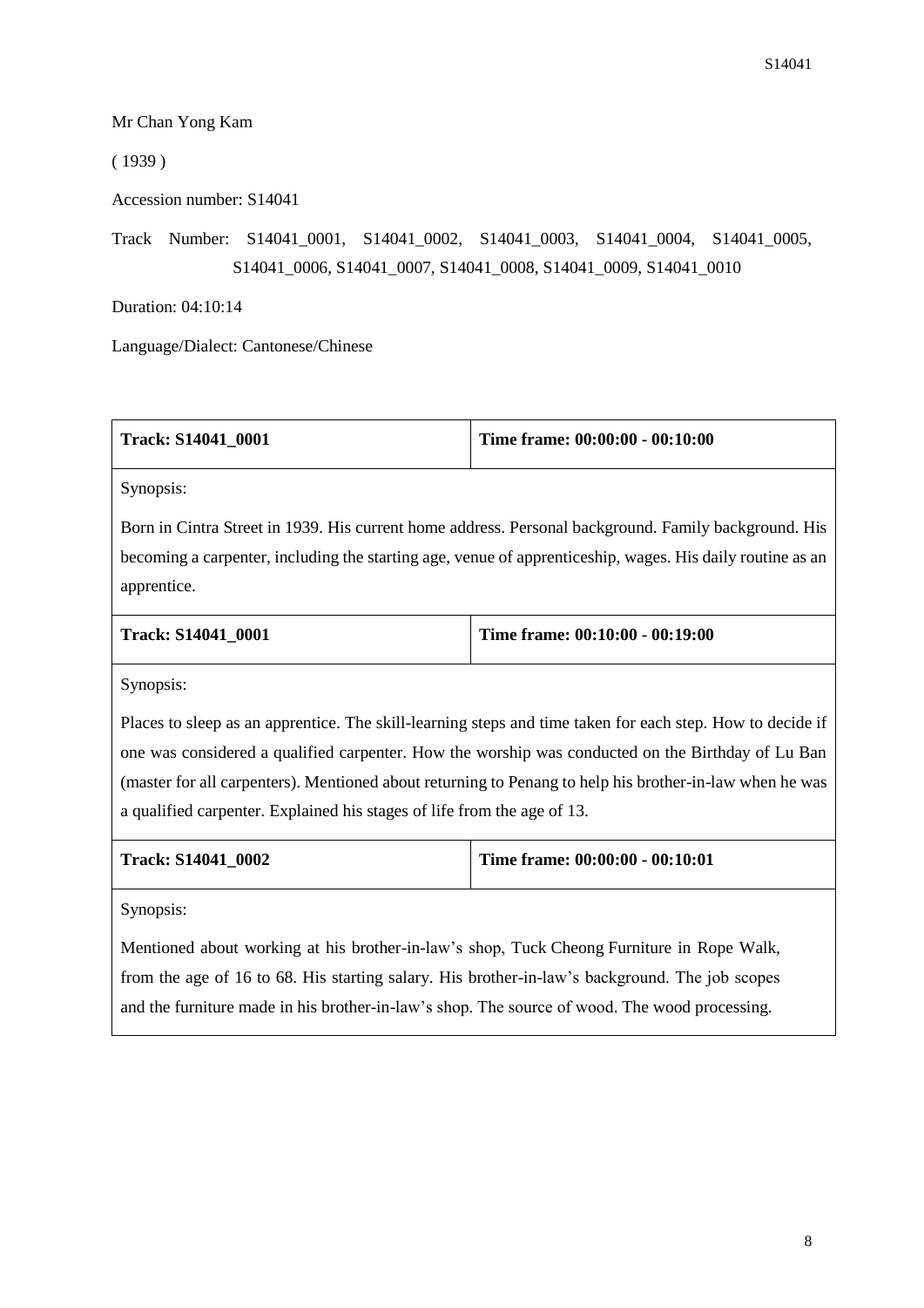Mr Chan Yong Kam

( 1939 )

Accession number: S14041

Track Number: S14041_0001, S14041_0002, S14041_0003, S14041_0004, S14041_0005, S14041_0006, S14041_0007, S14041_0008, S14041_0009, S14041_0010

Duration: 04:10:14

Language/Dialect: Cantonese/Chinese

| **Track: S14041_0001** | **Time frame: 00:00:00 - 00:10:00** |
|---|---|
| Synopsis:<br><br>Born in Cintra Street in 1939. His current home address. Personal background. Family background. His becoming a carpenter, including the starting age, venue of apprenticeship, wages. His daily routine as an apprentice. | |
| **Track: S14041_0001** | **Time frame: 00:10:00 - 00:19:00** |
| Synopsis:<br><br>Places to sleep as an apprentice. The skill-learning steps and time taken for each step. How to decide if one was considered a qualified carpenter. How the worship was conducted on the Birthday of Lu Ban (master for all carpenters). Mentioned about returning to Penang to help his brother-in-law when he was a qualified carpenter. Explained his stages of life from the age of 13. | |
| **Track: S14041_0002** | **Time frame: 00:00:00 - 00:10:01** |
| Synopsis:<br><br>Mentioned about working at his brother-in-law's shop, Tuck Cheong Furniture in Rope Walk, from the age of 16 to 68. His starting salary. His brother-in-law's background. The job scopes and the furniture made in his brother-in-law's shop. The source of wood. The wood processing. | |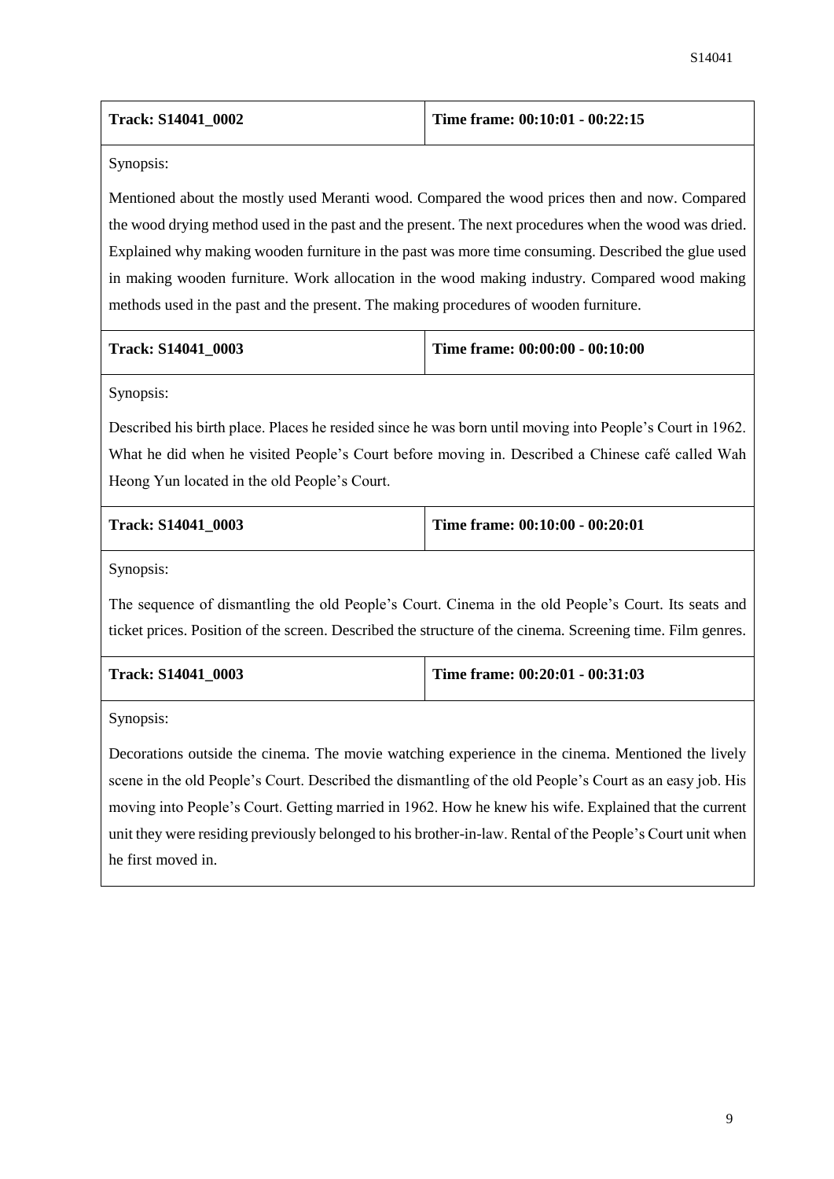| Track: S14041_0002 | Time frame: 00:10:01 - 00:22:15 |
|---|---|

Synopsis:

Mentioned about the mostly used Meranti wood. Compared the wood prices then and now. Compared the wood drying method used in the past and the present. The next procedures when the wood was dried. Explained why making wooden furniture in the past was more time consuming. Described the glue used in making wooden furniture. Work allocation in the wood making industry. Compared wood making methods used in the past and the present. The making procedures of wooden furniture.

| Track: S14041_0003 | Time frame: 00:00:00 - 00:10:00 |
|---|---|

Synopsis:

Described his birth place. Places he resided since he was born until moving into People's Court in 1962. What he did when he visited People's Court before moving in. Described a Chinese café called Wah Heong Yun located in the old People's Court.

| Track: S14041_0003 | Time frame: 00:10:00 - 00:20:01 |
|---|---|

Synopsis:

The sequence of dismantling the old People's Court. Cinema in the old People's Court. Its seats and ticket prices. Position of the screen. Described the structure of the cinema. Screening time. Film genres.

| Track: S14041_0003 | Time frame: 00:20:01 - 00:31:03 |
|---|---|

Synopsis:

Decorations outside the cinema. The movie watching experience in the cinema. Mentioned the lively scene in the old People's Court. Described the dismantling of the old People's Court as an easy job. His moving into People's Court. Getting married in 1962. How he knew his wife. Explained that the current unit they were residing previously belonged to his brother-in-law. Rental of the People's Court unit when he first moved in.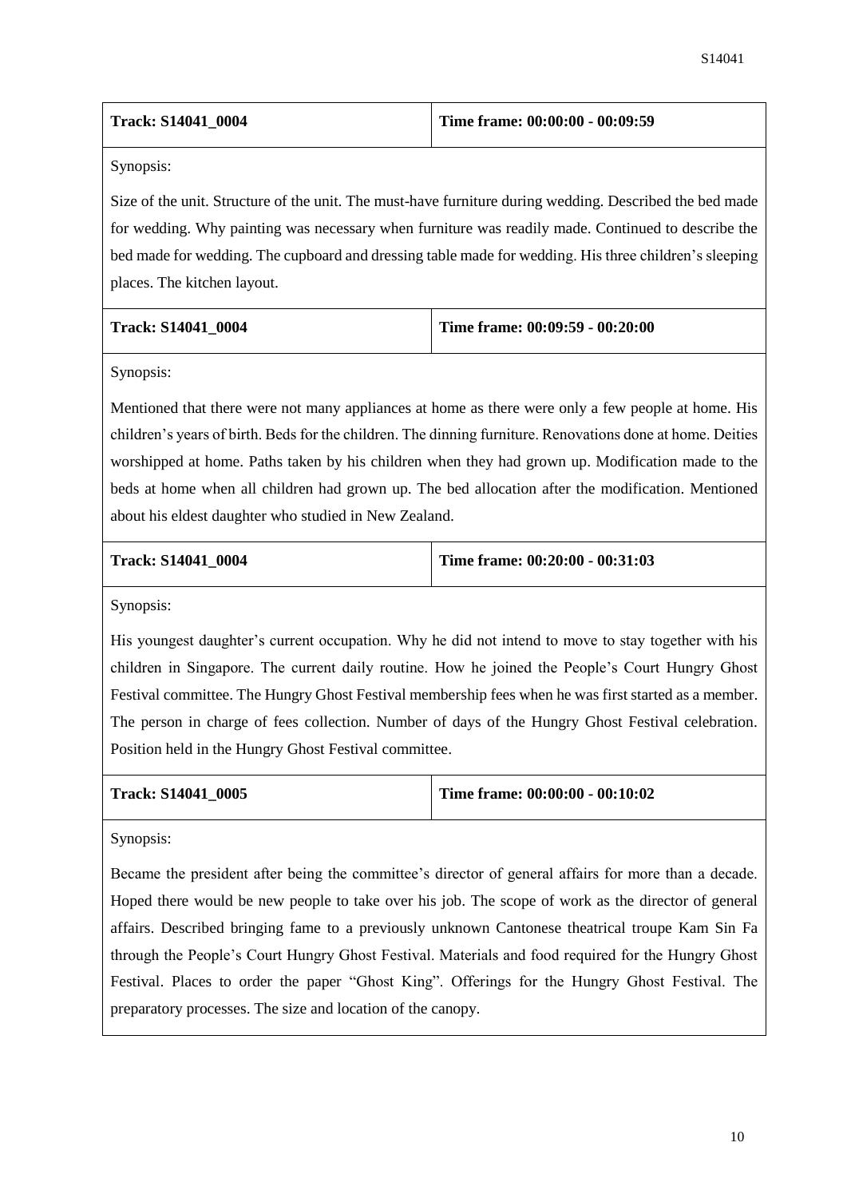| Track: S14041_0004 | Time frame: 00:00:00 - 00:09:59 |
|---|---|
| Synopsis: | |
| Size of the unit. Structure of the unit. The must-have furniture during wedding. Described the bed made for wedding. Why painting was necessary when furniture was readily made. Continued to describe the bed made for wedding. The cupboard and dressing table made for wedding. His three children's sleeping places. The kitchen layout. | |

| Track: S14041_0004 | Time frame: 00:09:59 - 00:20:00 |
|---|---|
| Synopsis: | |
| Mentioned that there were not many appliances at home as there were only a few people at home. His children's years of birth. Beds for the children. The dinning furniture. Renovations done at home. Deities worshipped at home. Paths taken by his children when they had grown up. Modification made to the beds at home when all children had grown up. The bed allocation after the modification. Mentioned about his eldest daughter who studied in New Zealand. | |

| Track: S14041_0004 | Time frame: 00:20:00 - 00:31:03 |
|---|---|
| Synopsis: | |
| His youngest daughter's current occupation. Why he did not intend to move to stay together with his children in Singapore. The current daily routine. How he joined the People's Court Hungry Ghost Festival committee. The Hungry Ghost Festival membership fees when he was first started as a member. The person in charge of fees collection. Number of days of the Hungry Ghost Festival celebration. Position held in the Hungry Ghost Festival committee. | |

| Track: S14041_0005 | Time frame: 00:00:00 - 00:10:02 |
|---|---|
| Synopsis: | |
| Became the president after being the committee's director of general affairs for more than a decade. Hoped there would be new people to take over his job. The scope of work as the director of general affairs. Described bringing fame to a previously unknown Cantonese theatrical troupe Kam Sin Fa through the People's Court Hungry Ghost Festival. Materials and food required for the Hungry Ghost Festival. Places to order the paper "Ghost King". Offerings for the Hungry Ghost Festival. The preparatory processes. The size and location of the canopy. | |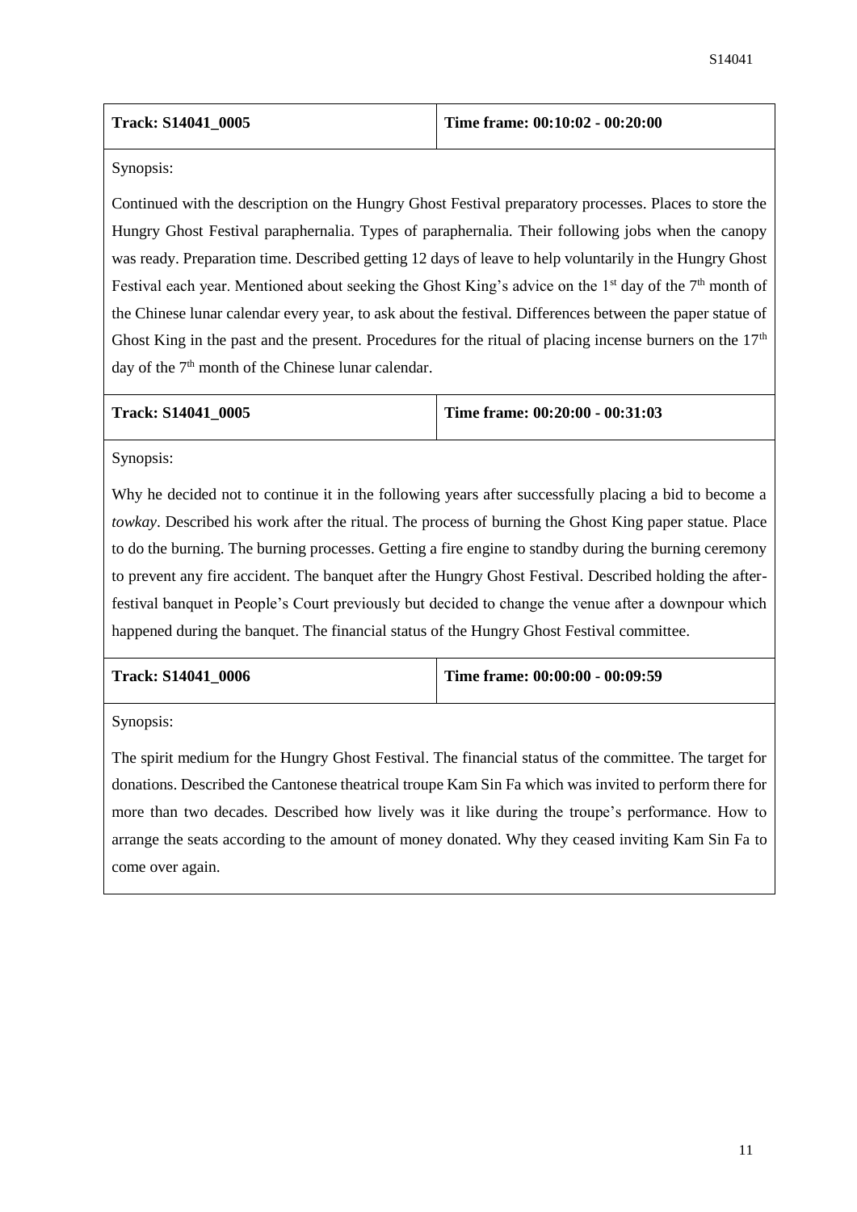| **Track: S14041_0005** | **Time frame: 00:10:02 - 00:20:00** |
|---|---|

Synopsis:

Continued with the description on the Hungry Ghost Festival preparatory processes. Places to store the Hungry Ghost Festival paraphernalia. Types of paraphernalia. Their following jobs when the canopy was ready. Preparation time. Described getting 12 days of leave to help voluntarily in the Hungry Ghost Festival each year. Mentioned about seeking the Ghost King's advice on the 1st day of the 7th month of the Chinese lunar calendar every year, to ask about the festival. Differences between the paper statue of Ghost King in the past and the present. Procedures for the ritual of placing incense burners on the 17th day of the 7th month of the Chinese lunar calendar.

| **Track: S14041_0005** | **Time frame: 00:20:00 - 00:31:03** |
|---|---|

Synopsis:

Why he decided not to continue it in the following years after successfully placing a bid to become a *towkay*. Described his work after the ritual. The process of burning the Ghost King paper statue. Place to do the burning. The burning processes. Getting a fire engine to standby during the burning ceremony to prevent any fire accident. The banquet after the Hungry Ghost Festival. Described holding the after-festival banquet in People's Court previously but decided to change the venue after a downpour which happened during the banquet. The financial status of the Hungry Ghost Festival committee.

| **Track: S14041_0006** | **Time frame: 00:00:00 - 00:09:59** |
|---|---|

Synopsis:

The spirit medium for the Hungry Ghost Festival. The financial status of the committee. The target for donations. Described the Cantonese theatrical troupe Kam Sin Fa which was invited to perform there for more than two decades. Described how lively was it like during the troupe's performance. How to arrange the seats according to the amount of money donated. Why they ceased inviting Kam Sin Fa to come over again.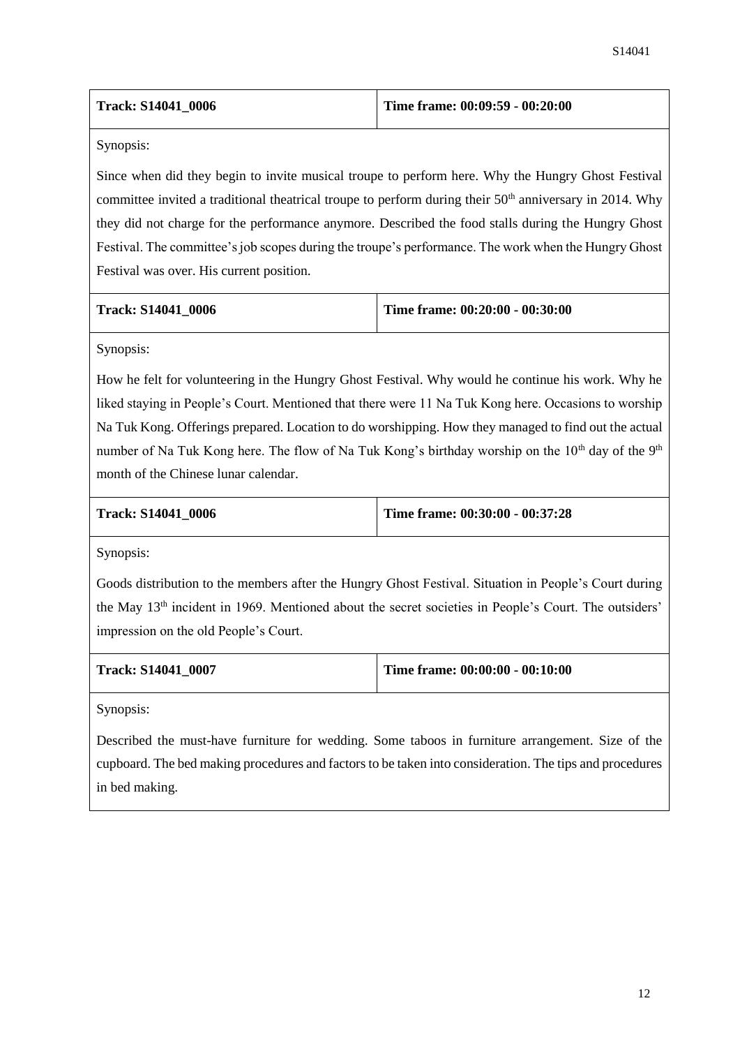| **Track: S14041_0006** | **Time frame: 00:09:59 - 00:20:00** |
|---|---|

Synopsis:

Since when did they begin to invite musical troupe to perform here. Why the Hungry Ghost Festival committee invited a traditional theatrical troupe to perform during their 50th anniversary in 2014. Why they did not charge for the performance anymore. Described the food stalls during the Hungry Ghost Festival. The committee's job scopes during the troupe's performance. The work when the Hungry Ghost Festival was over. His current position.

| **Track: S14041_0006** | **Time frame: 00:20:00 - 00:30:00** |
|---|---|

Synopsis:

How he felt for volunteering in the Hungry Ghost Festival. Why would he continue his work. Why he liked staying in People's Court. Mentioned that there were 11 Na Tuk Kong here. Occasions to worship Na Tuk Kong. Offerings prepared. Location to do worshipping. How they managed to find out the actual number of Na Tuk Kong here. The flow of Na Tuk Kong's birthday worship on the 10th day of the 9th month of the Chinese lunar calendar.

| **Track: S14041_0006** | **Time frame: 00:30:00 - 00:37:28** |
|---|---|

Synopsis:

Goods distribution to the members after the Hungry Ghost Festival. Situation in People's Court during the May 13th incident in 1969. Mentioned about the secret societies in People's Court. The outsiders' impression on the old People's Court.

| **Track: S14041_0007** | **Time frame: 00:00:00 - 00:10:00** |
|---|---|

Synopsis:

Described the must-have furniture for wedding. Some taboos in furniture arrangement. Size of the cupboard. The bed making procedures and factors to be taken into consideration. The tips and procedures in bed making.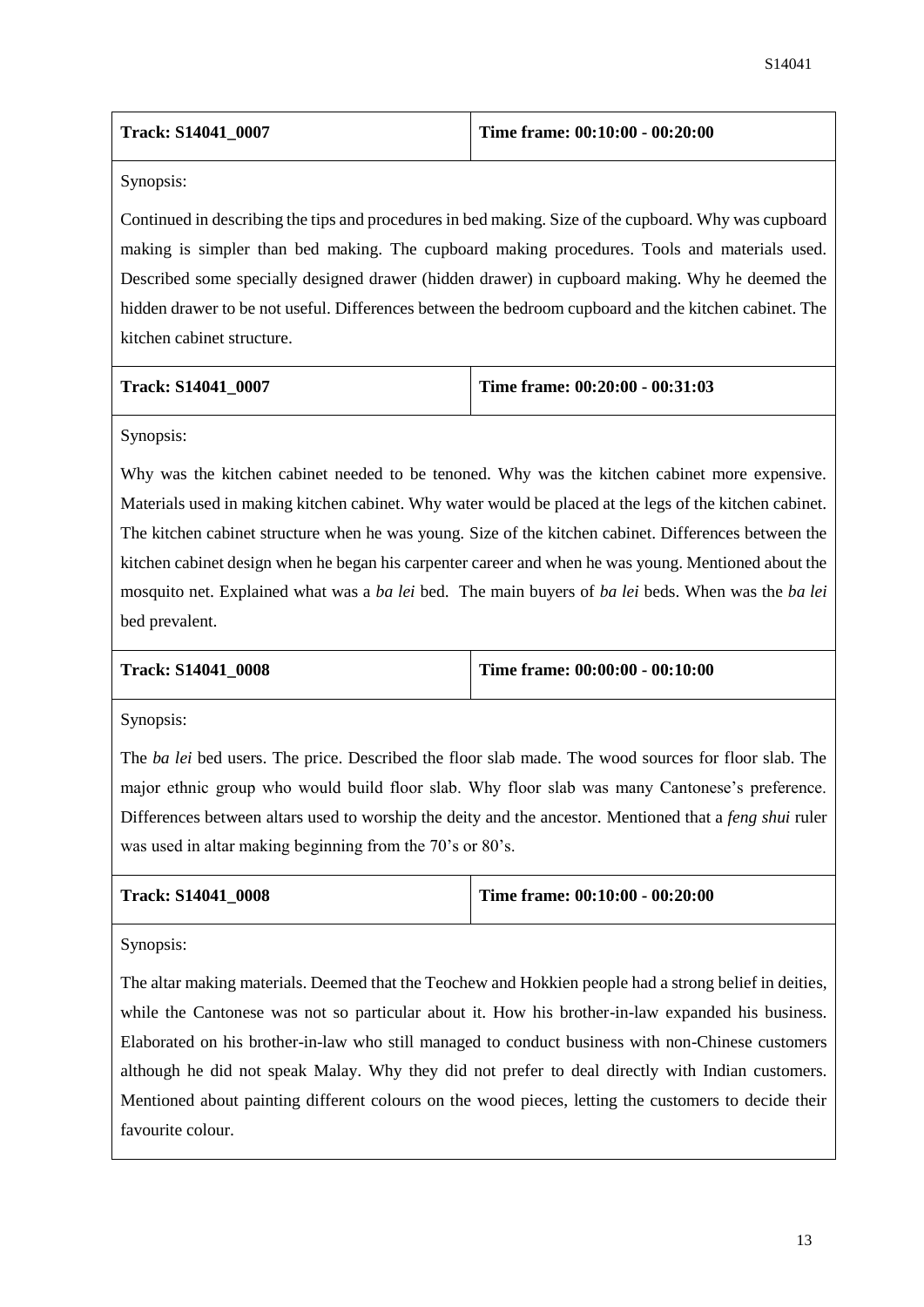| Track: S14041_0007 | Time frame: 00:10:00 - 00:20:00 |
| --- | --- |

Synopsis:

Continued in describing the tips and procedures in bed making. Size of the cupboard. Why was cupboard making is simpler than bed making. The cupboard making procedures. Tools and materials used. Described some specially designed drawer (hidden drawer) in cupboard making. Why he deemed the hidden drawer to be not useful. Differences between the bedroom cupboard and the kitchen cabinet. The kitchen cabinet structure.

| Track: S14041_0007 | Time frame: 00:20:00 - 00:31:03 |
| --- | --- |

Synopsis:

Why was the kitchen cabinet needed to be tenoned. Why was the kitchen cabinet more expensive. Materials used in making kitchen cabinet. Why water would be placed at the legs of the kitchen cabinet. The kitchen cabinet structure when he was young. Size of the kitchen cabinet. Differences between the kitchen cabinet design when he began his carpenter career and when he was young. Mentioned about the mosquito net. Explained what was a *ba lei* bed. The main buyers of *ba lei* beds. When was the *ba lei* bed prevalent.

| Track: S14041_0008 | Time frame: 00:00:00 - 00:10:00 |
| --- | --- |

Synopsis:

The *ba lei* bed users. The price. Described the floor slab made. The wood sources for floor slab. The major ethnic group who would build floor slab. Why floor slab was many Cantonese's preference. Differences between altars used to worship the deity and the ancestor. Mentioned that a *feng shui* ruler was used in altar making beginning from the 70's or 80's.

| Track: S14041_0008 | Time frame: 00:10:00 - 00:20:00 |
| --- | --- |

Synopsis:

The altar making materials. Deemed that the Teochew and Hokkien people had a strong belief in deities, while the Cantonese was not so particular about it. How his brother-in-law expanded his business. Elaborated on his brother-in-law who still managed to conduct business with non-Chinese customers although he did not speak Malay. Why they did not prefer to deal directly with Indian customers. Mentioned about painting different colours on the wood pieces, letting the customers to decide their favourite colour.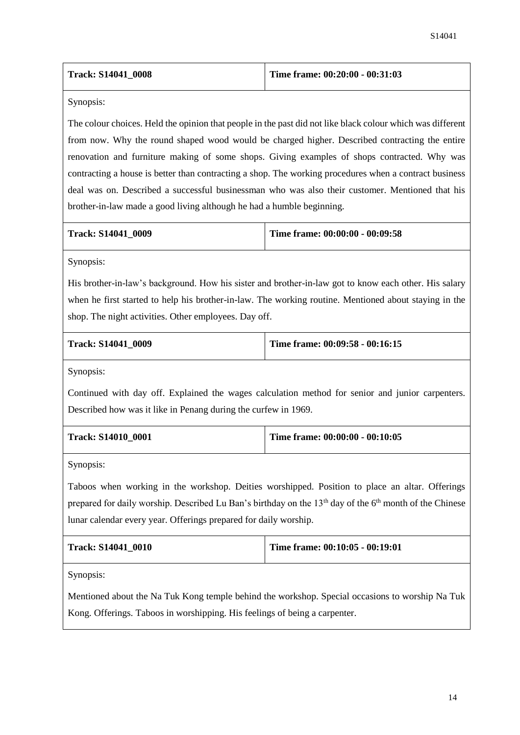| Track: S14041_0008 | Time frame: 00:20:00 - 00:31:03 |
|---|---|

Synopsis:

The colour choices. Held the opinion that people in the past did not like black colour which was different from now. Why the round shaped wood would be charged higher. Described contracting the entire renovation and furniture making of some shops. Giving examples of shops contracted. Why was contracting a house is better than contracting a shop. The working procedures when a contract business deal was on. Described a successful businessman who was also their customer. Mentioned that his brother-in-law made a good living although he had a humble beginning.

| Track: S14041_0009 | Time frame: 00:00:00 - 00:09:58 |
|---|---|

Synopsis:

His brother-in-law's background. How his sister and brother-in-law got to know each other. His salary when he first started to help his brother-in-law. The working routine. Mentioned about staying in the shop. The night activities. Other employees. Day off.

| Track: S14041_0009 | Time frame: 00:09:58 - 00:16:15 |
|---|---|

Synopsis:

Continued with day off. Explained the wages calculation method for senior and junior carpenters. Described how was it like in Penang during the curfew in 1969.

| Track: S14010_0001 | Time frame: 00:00:00 - 00:10:05 |
|---|---|

Synopsis:

Taboos when working in the workshop. Deities worshipped. Position to place an altar. Offerings prepared for daily worship. Described Lu Ban's birthday on the 13th day of the 6th month of the Chinese lunar calendar every year. Offerings prepared for daily worship.

| Track: S14041_0010 | Time frame: 00:10:05 - 00:19:01 |
|---|---|

Synopsis:

Mentioned about the Na Tuk Kong temple behind the workshop. Special occasions to worship Na Tuk Kong. Offerings. Taboos in worshipping. His feelings of being a carpenter.